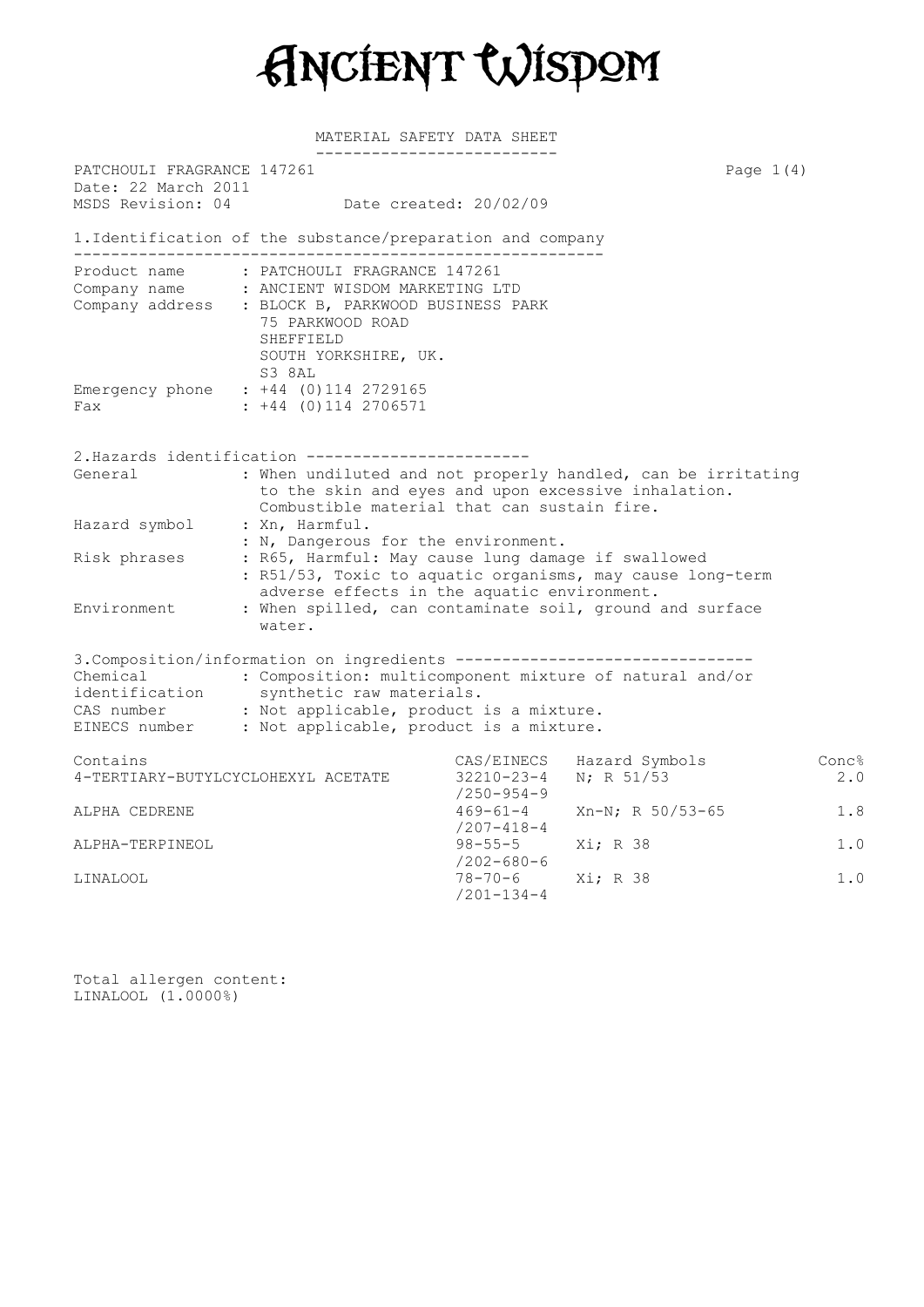# Ancient Wisdom

## MATERIAL SAFETY DATA SHEET

PATCHOULI FRAGRANCE 147261
Date: 22 March 2011
MSDS Revision: 04  Date created: 20/02/09

### 1.Identification of the substance/preparation and company

| | |
|---|---|
| Product name | : PATCHOULI FRAGRANCE 147261 |
| Company name | : ANCIENT WISDOM MARKETING LTD |
| Company address | : BLOCK B, PARKWOOD BUSINESS PARK<br>75 PARKWOOD ROAD<br>SHEFFIELD<br>SOUTH YORKSHIRE, UK.<br>S3 8AL |
| Emergency phone | : +44 (0)114 2729165 |
| Fax | : +44 (0)114 2706571 |

### 2.Hazards identification

| | |
|---|---|
| General | : When undiluted and not properly handled, can be irritating to the skin and eyes and upon excessive inhalation. Combustible material that can sustain fire. |
| Hazard symbol | : Xn, Harmful.<br>: N, Dangerous for the environment. |
| Risk phrases | : R65, Harmful: May cause lung damage if swallowed<br>: R51/53, Toxic to aquatic organisms, may cause long-term adverse effects in the aquatic environment. |
| Environment | : When spilled, can contaminate soil, ground and surface water. |

### 3.Composition/information on ingredients

| | |
|---|---|
| Chemical identification | : Composition: multicomponent mixture of natural and/or synthetic raw materials. |
| CAS number | : Not applicable, product is a mixture. |
| EINECS number | : Not applicable, product is a mixture. |

| Contains | CAS/EINECS | Hazard Symbols | Conc% |
|---|---|---|---|
| 4-TERTIARY-BUTYLCYCLOHEXYL ACETATE | 32210-23-4 /250-954-9 | N; R 51/53 | 2.0 |
| ALPHA CEDRENE | 469-61-4 /207-418-4 | Xn-N; R 50/53-65 | 1.8 |
| ALPHA-TERPINEOL | 98-55-5 /202-680-6 | Xi; R 38 | 1.0 |
| LINALOOL | 78-70-6 /201-134-4 | Xi; R 38 | 1.0 |

Total allergen content:
LINALOOL (1.0000%)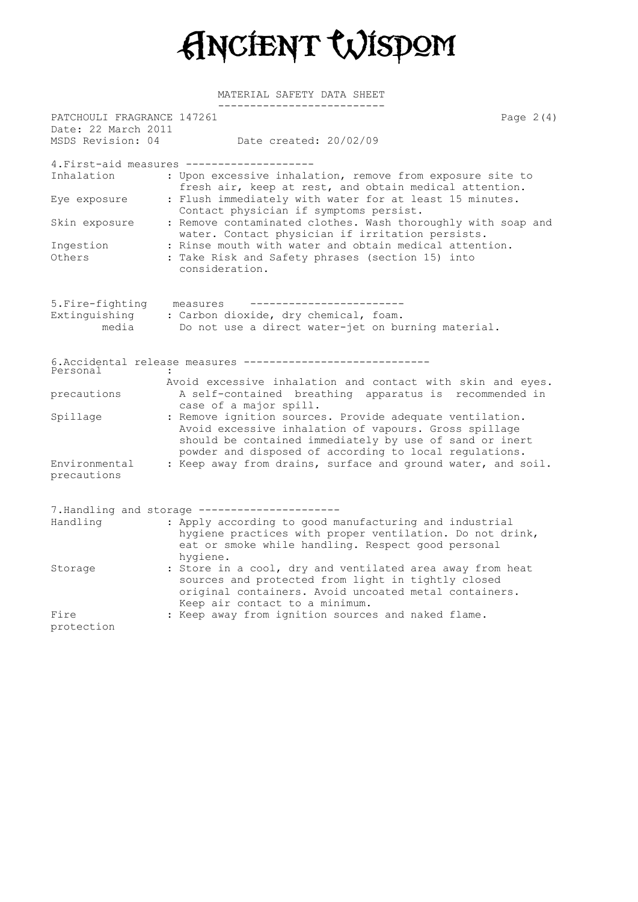# Ancient Wisdom

MATERIAL SAFETY DATA SHEET

PATCHOULI FRAGRANCE 147261

Date: 22 March 2011

MSDS Revision: 04 Date created: 20/02/09

## 4.First-aid measures

| | |
|---|---|
| Inhalation | : Upon excessive inhalation, remove from exposure site to fresh air, keep at rest, and obtain medical attention. |
| Eye exposure | : Flush immediately with water for at least 15 minutes. Contact physician if symptoms persist. |
| Skin exposure | : Remove contaminated clothes. Wash thoroughly with soap and water. Contact physician if irritation persists. |
| Ingestion | : Rinse mouth with water and obtain medical attention. |
| Others | : Take Risk and Safety phrases (section 15) into consideration. |

## 5.Fire-fighting measures

| | |
|---|---|
| Extinguishing media | : Carbon dioxide, dry chemical, foam. Do not use a direct water-jet on burning material. |

## 6.Accidental release measures

| | |
|---|---|
| Personal precautions | : Avoid excessive inhalation and contact with skin and eyes. A self-contained breathing apparatus is recommended in case of a major spill. |
| Spillage | : Remove ignition sources. Provide adequate ventilation. Avoid excessive inhalation of vapours. Gross spillage should be contained immediately by use of sand or inert powder and disposed of according to local regulations. |
| Environmental precautions | : Keep away from drains, surface and ground water, and soil. |

## 7.Handling and storage

| | |
|---|---|
| Handling | : Apply according to good manufacturing and industrial hygiene practices with proper ventilation. Do not drink, eat or smoke while handling. Respect good personal hygiene. |
| Storage | : Store in a cool, dry and ventilated area away from heat sources and protected from light in tightly closed original containers. Avoid uncoated metal containers. Keep air contact to a minimum. |
| Fire protection | : Keep away from ignition sources and naked flame. |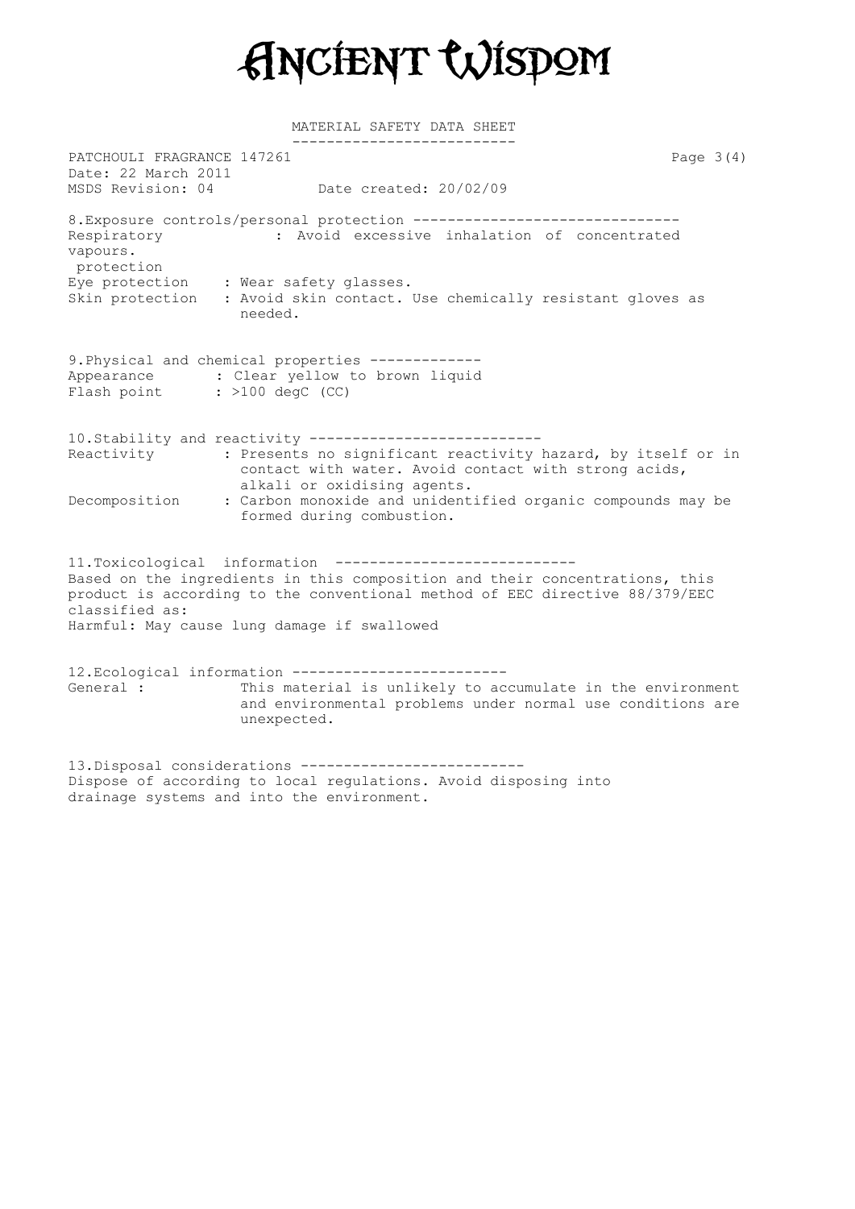# ANCIENT WISDOM

MATERIAL SAFETY DATA SHEET

PATCHOULI FRAGRANCE 147261
Date: 22 March 2011
MSDS Revision: 04 Date created: 20/02/09

## 8.Exposure controls/personal protection

Respiratory protection : Avoid excessive inhalation of concentrated vapours.
Eye protection : Wear safety glasses.
Skin protection : Avoid skin contact. Use chemically resistant gloves as needed.

## 9.Physical and chemical properties

Appearance : Clear yellow to brown liquid
Flash point : >100 degC (CC)

## 10.Stability and reactivity

Reactivity : Presents no significant reactivity hazard, by itself or in contact with water. Avoid contact with strong acids, alkali or oxidising agents.
Decomposition : Carbon monoxide and unidentified organic compounds may be formed during combustion.

## 11.Toxicological information

Based on the ingredients in this composition and their concentrations, this product is according to the conventional method of EEC directive 88/379/EEC classified as:
Harmful: May cause lung damage if swallowed

## 12.Ecological information

General : This material is unlikely to accumulate in the environment and environmental problems under normal use conditions are unexpected.

## 13.Disposal considerations

Dispose of according to local regulations. Avoid disposing into drainage systems and into the environment.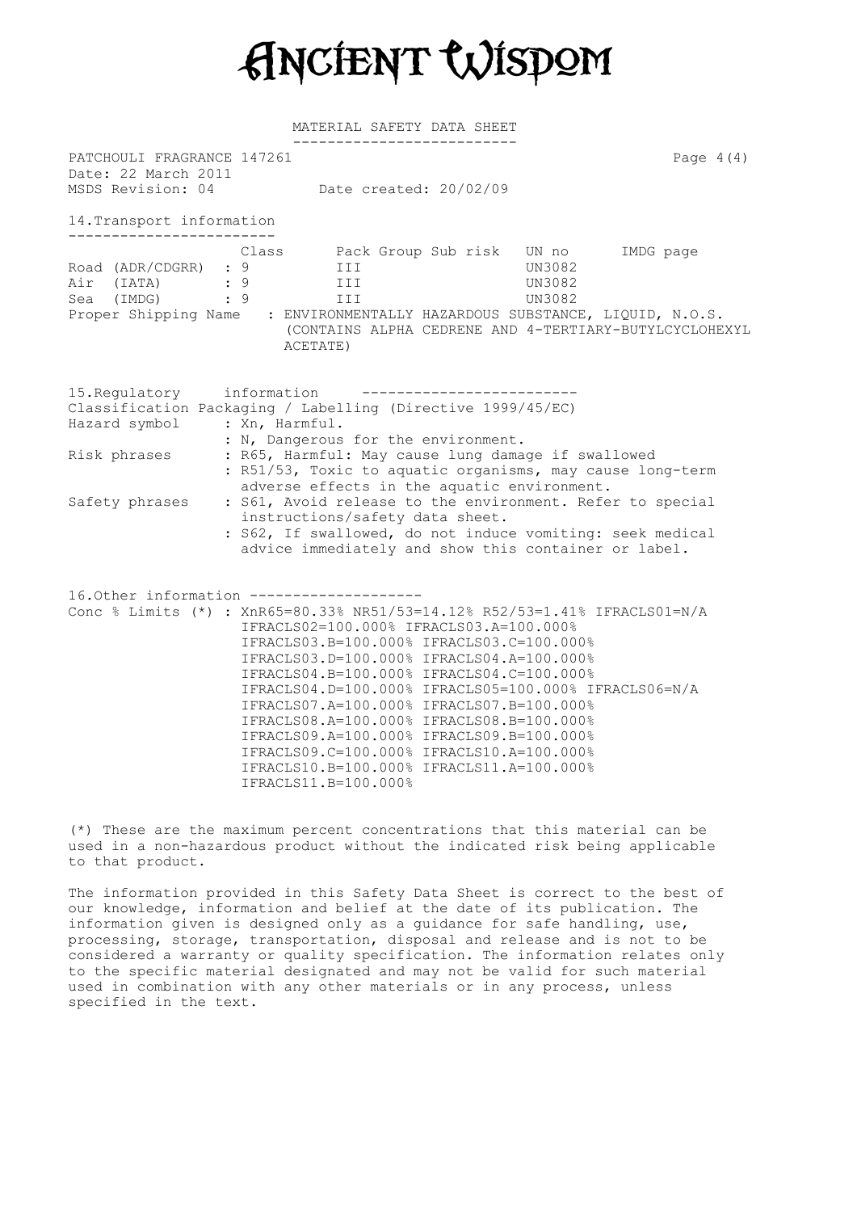# Ancient Wisdom

MATERIAL SAFETY DATA SHEET

PATCHOULI FRAGRANCE 147261

Date: 22 March 2011

MSDS Revision: 04    Date created: 20/02/09

## 14.Transport information

| | Class | Pack Group | Sub risk | UN no | IMDG page |
|---|---|---|---|---|---|
| Road (ADR/CDGRR) | : 9 | III | | UN3082 | |
| Air (IATA) | : 9 | III | | UN3082 | |
| Sea (IMDG) | : 9 | III | | UN3082 | |

Proper Shipping Name : ENVIRONMENTALLY HAZARDOUS SUBSTANCE, LIQUID, N.O.S. (CONTAINS ALPHA CEDRENE AND 4-TERTIARY-BUTYLCYCLOHEXYL ACETATE)

## 15.Regulatory information

Classification Packaging / Labelling (Directive 1999/45/EC)

Hazard symbol : Xn, Harmful.
: N, Dangerous for the environment.

Risk phrases : R65, Harmful: May cause lung damage if swallowed
: R51/53, Toxic to aquatic organisms, may cause long-term adverse effects in the aquatic environment.

Safety phrases : S61, Avoid release to the environment. Refer to special instructions/safety data sheet.
: S62, If swallowed, do not induce vomiting: seek medical advice immediately and show this container or label.

## 16.Other information

Conc % Limits (*) : XnR65=80.33% NR51/53=14.12% R52/53=1.41% IFRACLS01=N/A
IFRACLS02=100.000% IFRACLS03.A=100.000%
IFRACLS03.B=100.000% IFRACLS03.C=100.000%
IFRACLS03.D=100.000% IFRACLS04.A=100.000%
IFRACLS04.B=100.000% IFRACLS04.C=100.000%
IFRACLS04.D=100.000% IFRACLS05=100.000% IFRACLS06=N/A
IFRACLS07.A=100.000% IFRACLS07.B=100.000%
IFRACLS08.A=100.000% IFRACLS08.B=100.000%
IFRACLS09.A=100.000% IFRACLS09.B=100.000%
IFRACLS09.C=100.000% IFRACLS10.A=100.000%
IFRACLS10.B=100.000% IFRACLS11.A=100.000%
IFRACLS11.B=100.000%

(*) These are the maximum percent concentrations that this material can be used in a non-hazardous product without the indicated risk being applicable to that product.

The information provided in this Safety Data Sheet is correct to the best of our knowledge, information and belief at the date of its publication. The information given is designed only as a guidance for safe handling, use, processing, storage, transportation, disposal and release and is not to be considered a warranty or quality specification. The information relates only to the specific material designated and may not be valid for such material used in combination with any other materials or in any process, unless specified in the text.